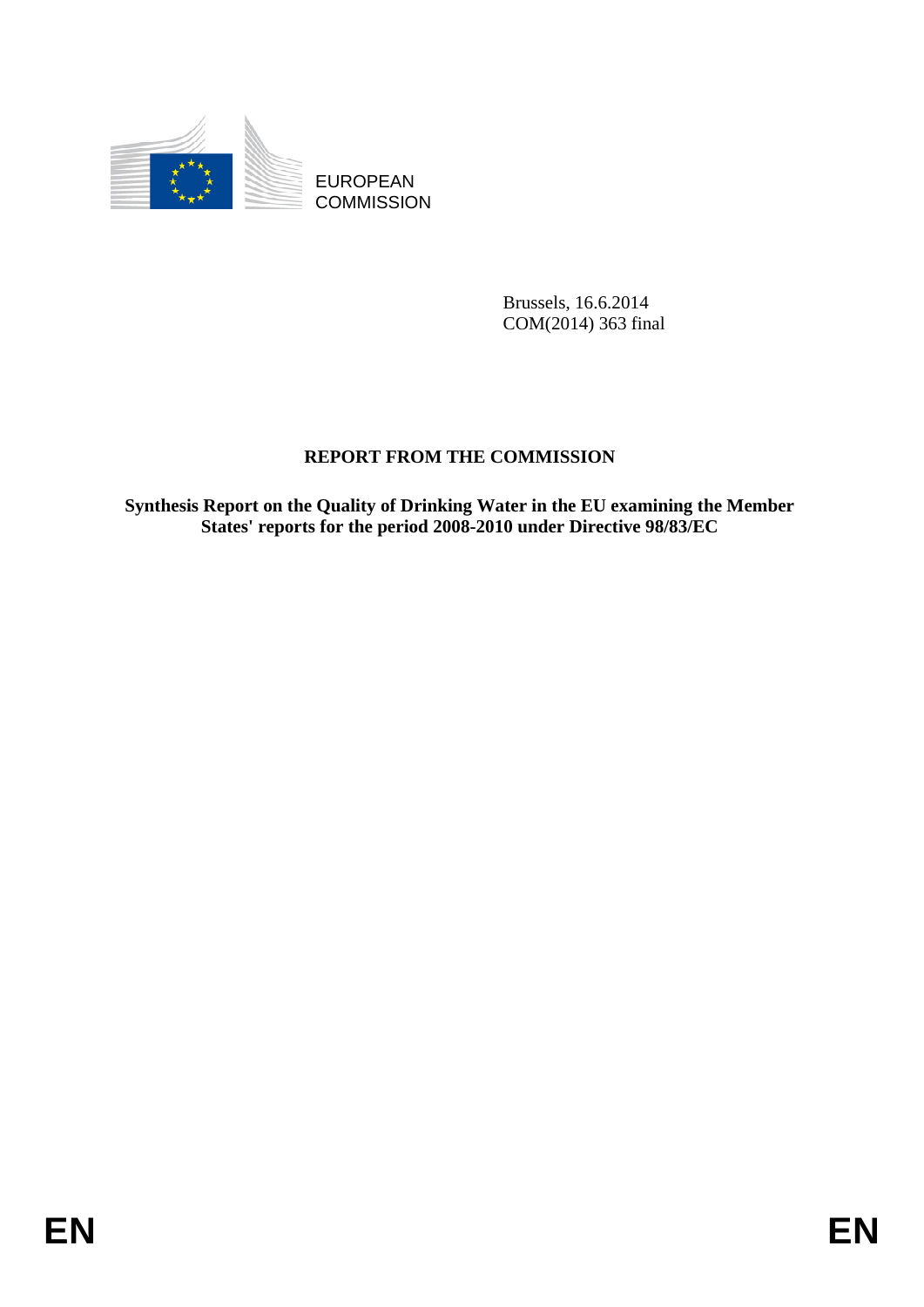EUROPEAN COMMISSION

Brussels, 16.6.2014
COM(2014) 363 final

# REPORT FROM THE COMMISSION

**Synthesis Report on the Quality of Drinking Water in the EU examining the Member States' reports for the period 2008-2010 under Directive 98/83/EC**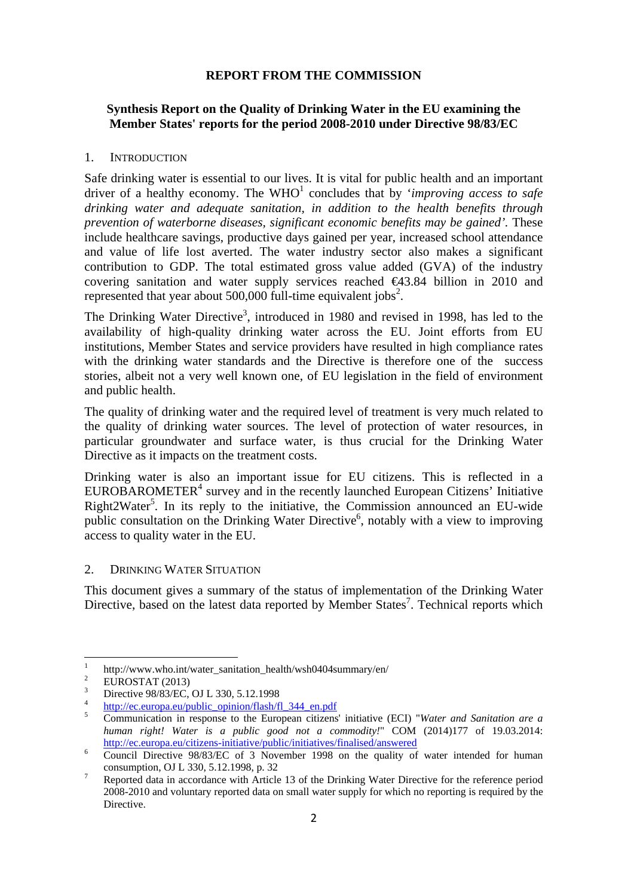**REPORT FROM THE COMMISSION**

**Synthesis Report on the Quality of Drinking Water in the EU examining the Member States' reports for the period 2008-2010 under Directive 98/83/EC**

## 1. INTRODUCTION

Safe drinking water is essential to our lives. It is vital for public health and an important driver of a healthy economy. The WHO[1] concludes that by '*improving access to safe drinking water and adequate sanitation, in addition to the health benefits through prevention of waterborne diseases, significant economic benefits may be gained'*. These include healthcare savings, productive days gained per year, increased school attendance and value of life lost averted. The water industry sector also makes a significant contribution to GDP. The total estimated gross value added (GVA) of the industry covering sanitation and water supply services reached €43.84 billion in 2010 and represented that year about 500,000 full-time equivalent jobs[2].

The Drinking Water Directive[3], introduced in 1980 and revised in 1998, has led to the availability of high-quality drinking water across the EU. Joint efforts from EU institutions, Member States and service providers have resulted in high compliance rates with the drinking water standards and the Directive is therefore one of the success stories, albeit not a very well known one, of EU legislation in the field of environment and public health.

The quality of drinking water and the required level of treatment is very much related to the quality of drinking water sources. The level of protection of water resources, in particular groundwater and surface water, is thus crucial for the Drinking Water Directive as it impacts on the treatment costs.

Drinking water is also an important issue for EU citizens. This is reflected in a EUROBAROMETER[4] survey and in the recently launched European Citizens' Initiative Right2Water[5]. In its reply to the initiative, the Commission announced an EU-wide public consultation on the Drinking Water Directive[6], notably with a view to improving access to quality water in the EU.

## 2. DRINKING WATER SITUATION

This document gives a summary of the status of implementation of the Drinking Water Directive, based on the latest data reported by Member States[7]. Technical reports which

---

[1] http://www.who.int/water_sanitation_health/wsh0404summary/en/

[2] EUROSTAT (2013)

[3] Directive 98/83/EC, OJ L 330, 5.12.1998

[4] http://ec.europa.eu/public_opinion/flash/fl_344_en.pdf

[5] Communication in response to the European citizens' initiative (ECI) "*Water and Sanitation are a human right! Water is a public good not a commodity!*" COM (2014)177 of 19.03.2014: http://ec.europa.eu/citizens-initiative/public/initiatives/finalised/answered

[6] Council Directive 98/83/EC of 3 November 1998 on the quality of water intended for human consumption, OJ L 330, 5.12.1998, p. 32

[7] Reported data in accordance with Article 13 of the Drinking Water Directive for the reference period 2008-2010 and voluntary reported data on small water supply for which no reporting is required by the Directive.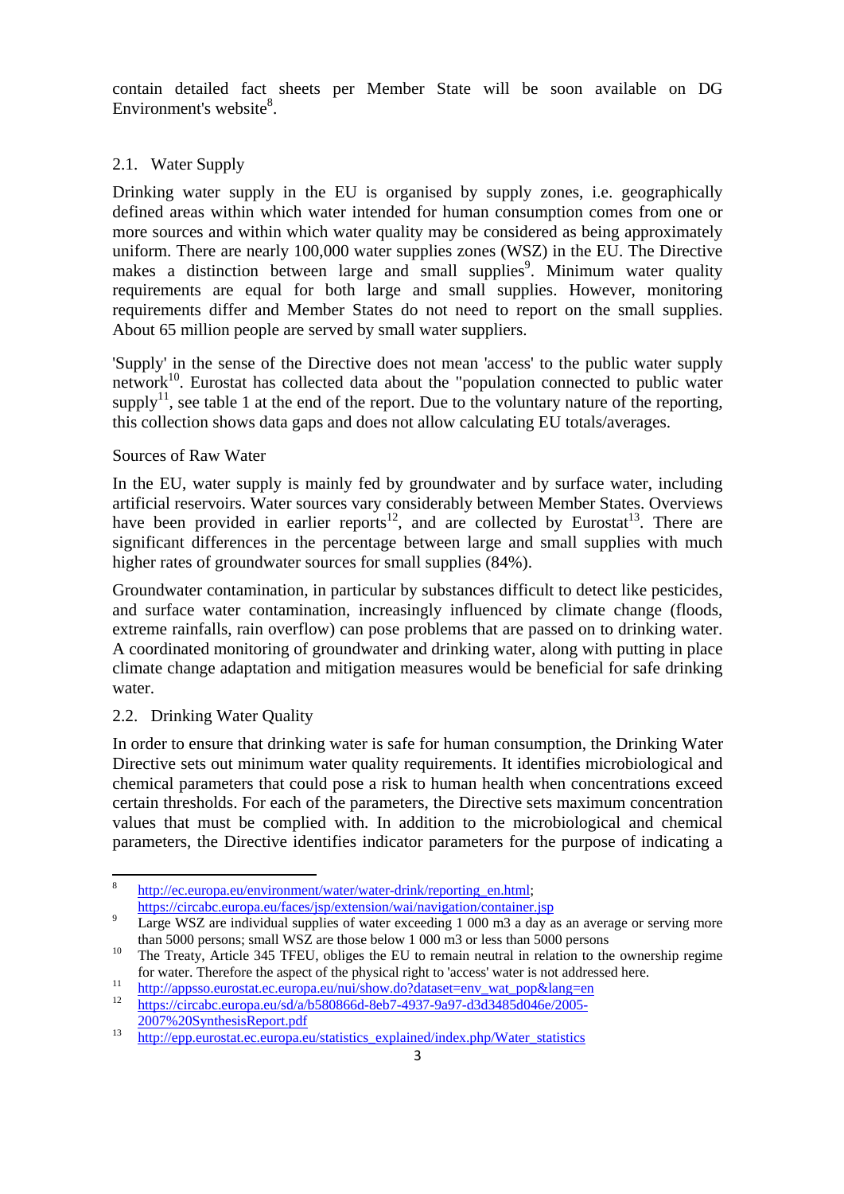contain detailed fact sheets per Member State will be soon available on DG Environment's website[8].

## 2.1. Water Supply

Drinking water supply in the EU is organised by supply zones, i.e. geographically defined areas within which water intended for human consumption comes from one or more sources and within which water quality may be considered as being approximately uniform. There are nearly 100,000 water supplies zones (WSZ) in the EU. The Directive makes a distinction between large and small supplies[9]. Minimum water quality requirements are equal for both large and small supplies. However, monitoring requirements differ and Member States do not need to report on the small supplies. About 65 million people are served by small water suppliers.

'Supply' in the sense of the Directive does not mean 'access' to the public water supply network[10]. Eurostat has collected data about the "population connected to public water supply[11], see table 1 at the end of the report. Due to the voluntary nature of the reporting, this collection shows data gaps and does not allow calculating EU totals/averages.

### Sources of Raw Water

In the EU, water supply is mainly fed by groundwater and by surface water, including artificial reservoirs. Water sources vary considerably between Member States. Overviews have been provided in earlier reports[12], and are collected by Eurostat[13]. There are significant differences in the percentage between large and small supplies with much higher rates of groundwater sources for small supplies (84%).

Groundwater contamination, in particular by substances difficult to detect like pesticides, and surface water contamination, increasingly influenced by climate change (floods, extreme rainfalls, rain overflow) can pose problems that are passed on to drinking water. A coordinated monitoring of groundwater and drinking water, along with putting in place climate change adaptation and mitigation measures would be beneficial for safe drinking water.

## 2.2. Drinking Water Quality

In order to ensure that drinking water is safe for human consumption, the Drinking Water Directive sets out minimum water quality requirements. It identifies microbiological and chemical parameters that could pose a risk to human health when concentrations exceed certain thresholds. For each of the parameters, the Directive sets maximum concentration values that must be complied with. In addition to the microbiological and chemical parameters, the Directive identifies indicator parameters for the purpose of indicating a

---

[8] http://ec.europa.eu/environment/water/water-drink/reporting_en.html; https://circabc.europa.eu/faces/jsp/extension/wai/navigation/container.jsp

[9] Large WSZ are individual supplies of water exceeding 1 000 m3 a day as an average or serving more than 5000 persons; small WSZ are those below 1 000 m3 or less than 5000 persons

[10] The Treaty, Article 345 TFEU, obliges the EU to remain neutral in relation to the ownership regime for water. Therefore the aspect of the physical right to 'access' water is not addressed here.

[11] http://appsso.eurostat.ec.europa.eu/nui/show.do?dataset=env_wat_pop&lang=en

[12] https://circabc.europa.eu/sd/a/b580866d-8eb7-4937-9a97-d3d3485d046e/2005-2007%20SynthesisReport.pdf

[13] http://epp.eurostat.ec.europa.eu/statistics_explained/index.php/Water_statistics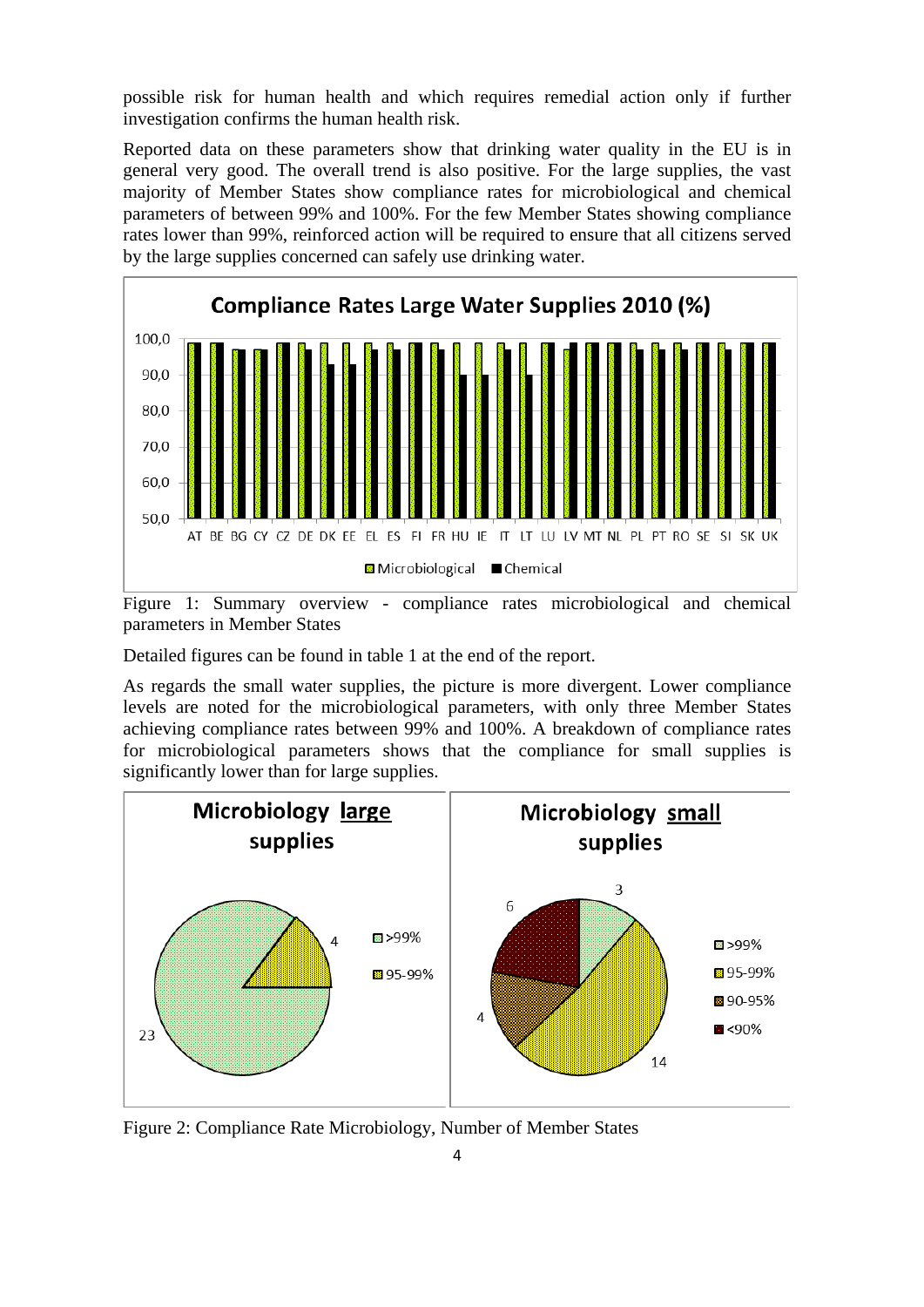possible risk for human health and which requires remedial action only if further investigation confirms the human health risk.

Reported data on these parameters show that drinking water quality in the EU is in general very good. The overall trend is also positive. For the large supplies, the vast majority of Member States show compliance rates for microbiological and chemical parameters of between 99% and 100%. For the few Member States showing compliance rates lower than 99%, reinforced action will be required to ensure that all citizens served by the large supplies concerned can safely use drinking water.

Figure 1: Summary overview - compliance rates microbiological and chemical parameters in Member States

Detailed figures can be found in table 1 at the end of the report.

As regards the small water supplies, the picture is more divergent. Lower compliance levels are noted for the microbiological parameters, with only three Member States achieving compliance rates between 99% and 100%. A breakdown of compliance rates for microbiological parameters shows that the compliance for small supplies is significantly lower than for large supplies.

Figure 2: Compliance Rate Microbiology, Number of Member States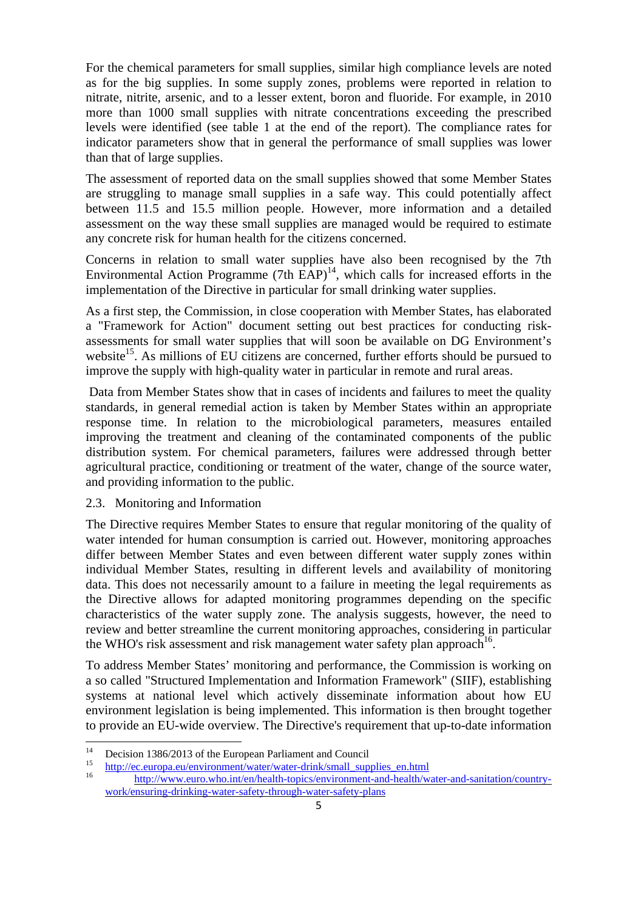For the chemical parameters for small supplies, similar high compliance levels are noted as for the big supplies. In some supply zones, problems were reported in relation to nitrate, nitrite, arsenic, and to a lesser extent, boron and fluoride. For example, in 2010 more than 1000 small supplies with nitrate concentrations exceeding the prescribed levels were identified (see table 1 at the end of the report). The compliance rates for indicator parameters show that in general the performance of small supplies was lower than that of large supplies.

The assessment of reported data on the small supplies showed that some Member States are struggling to manage small supplies in a safe way. This could potentially affect between 11.5 and 15.5 million people. However, more information and a detailed assessment on the way these small supplies are managed would be required to estimate any concrete risk for human health for the citizens concerned.

Concerns in relation to small water supplies have also been recognised by the 7th Environmental Action Programme (7th EAP)[14], which calls for increased efforts in the implementation of the Directive in particular for small drinking water supplies.

As a first step, the Commission, in close cooperation with Member States, has elaborated a "Framework for Action" document setting out best practices for conducting risk-assessments for small water supplies that will soon be available on DG Environment's website[15]. As millions of EU citizens are concerned, further efforts should be pursued to improve the supply with high-quality water in particular in remote and rural areas.

Data from Member States show that in cases of incidents and failures to meet the quality standards, in general remedial action is taken by Member States within an appropriate response time. In relation to the microbiological parameters, measures entailed improving the treatment and cleaning of the contaminated components of the public distribution system. For chemical parameters, failures were addressed through better agricultural practice, conditioning or treatment of the water, change of the source water, and providing information to the public.

### 2.3. Monitoring and Information

The Directive requires Member States to ensure that regular monitoring of the quality of water intended for human consumption is carried out. However, monitoring approaches differ between Member States and even between different water supply zones within individual Member States, resulting in different levels and availability of monitoring data. This does not necessarily amount to a failure in meeting the legal requirements as the Directive allows for adapted monitoring programmes depending on the specific characteristics of the water supply zone. The analysis suggests, however, the need to review and better streamline the current monitoring approaches, considering in particular the WHO's risk assessment and risk management water safety plan approach[16].

To address Member States' monitoring and performance, the Commission is working on a so called "Structured Implementation and Information Framework" (SIIF), establishing systems at national level which actively disseminate information about how EU environment legislation is being implemented. This information is then brought together to provide an EU-wide overview. The Directive's requirement that up-to-date information

---

[14] Decision 1386/2013 of the European Parliament and Council

[15] http://ec.europa.eu/environment/water/water-drink/small_supplies_en.html

[16] http://www.euro.who.int/en/health-topics/environment-and-health/water-and-sanitation/country-work/ensuring-drinking-water-safety-through-water-safety-plans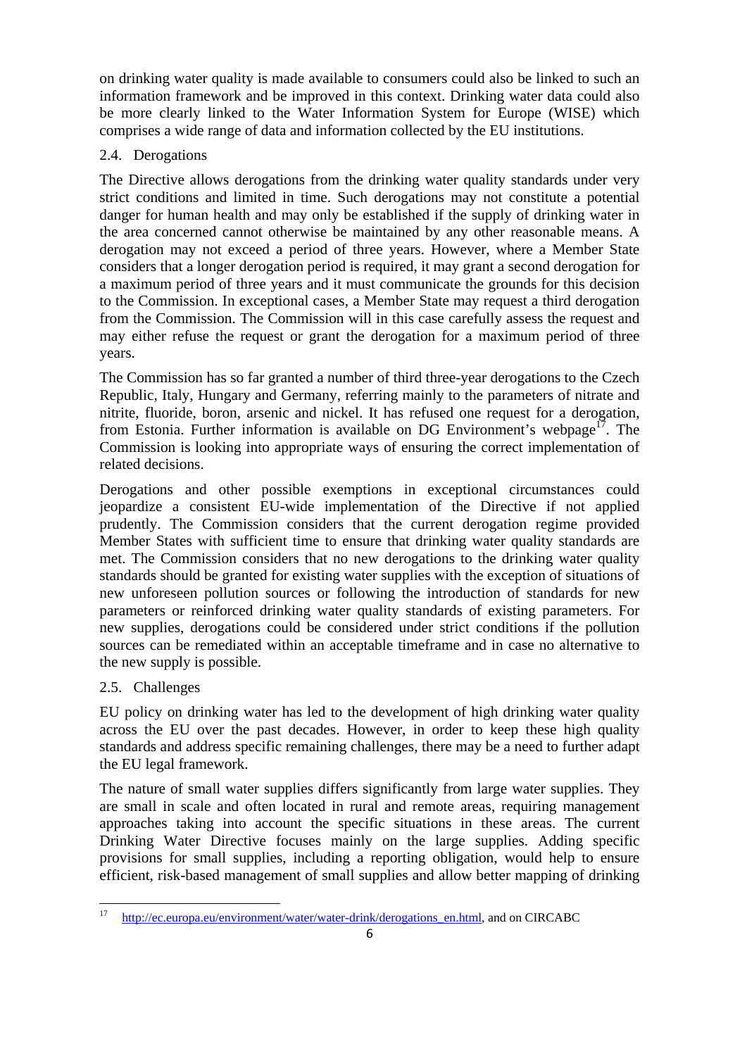on drinking water quality is made available to consumers could also be linked to such an information framework and be improved in this context. Drinking water data could also be more clearly linked to the Water Information System for Europe (WISE) which comprises a wide range of data and information collected by the EU institutions.

## 2.4. Derogations

The Directive allows derogations from the drinking water quality standards under very strict conditions and limited in time. Such derogations may not constitute a potential danger for human health and may only be established if the supply of drinking water in the area concerned cannot otherwise be maintained by any other reasonable means. A derogation may not exceed a period of three years. However, where a Member State considers that a longer derogation period is required, it may grant a second derogation for a maximum period of three years and it must communicate the grounds for this decision to the Commission. In exceptional cases, a Member State may request a third derogation from the Commission. The Commission will in this case carefully assess the request and may either refuse the request or grant the derogation for a maximum period of three years.

The Commission has so far granted a number of third three-year derogations to the Czech Republic, Italy, Hungary and Germany, referring mainly to the parameters of nitrate and nitrite, fluoride, boron, arsenic and nickel. It has refused one request for a derogation, from Estonia. Further information is available on DG Environment's webpage[17]. The Commission is looking into appropriate ways of ensuring the correct implementation of related decisions.

Derogations and other possible exemptions in exceptional circumstances could jeopardize a consistent EU-wide implementation of the Directive if not applied prudently. The Commission considers that the current derogation regime provided Member States with sufficient time to ensure that drinking water quality standards are met. The Commission considers that no new derogations to the drinking water quality standards should be granted for existing water supplies with the exception of situations of new unforeseen pollution sources or following the introduction of standards for new parameters or reinforced drinking water quality standards of existing parameters. For new supplies, derogations could be considered under strict conditions if the pollution sources can be remediated within an acceptable timeframe and in case no alternative to the new supply is possible.

## 2.5. Challenges

EU policy on drinking water has led to the development of high drinking water quality across the EU over the past decades. However, in order to keep these high quality standards and address specific remaining challenges, there may be a need to further adapt the EU legal framework.

The nature of small water supplies differs significantly from large water supplies. They are small in scale and often located in rural and remote areas, requiring management approaches taking into account the specific situations in these areas. The current Drinking Water Directive focuses mainly on the large supplies. Adding specific provisions for small supplies, including a reporting obligation, would help to ensure efficient, risk-based management of small supplies and allow better mapping of drinking

---

[17] http://ec.europa.eu/environment/water/water-drink/derogations_en.html, and on CIRCABC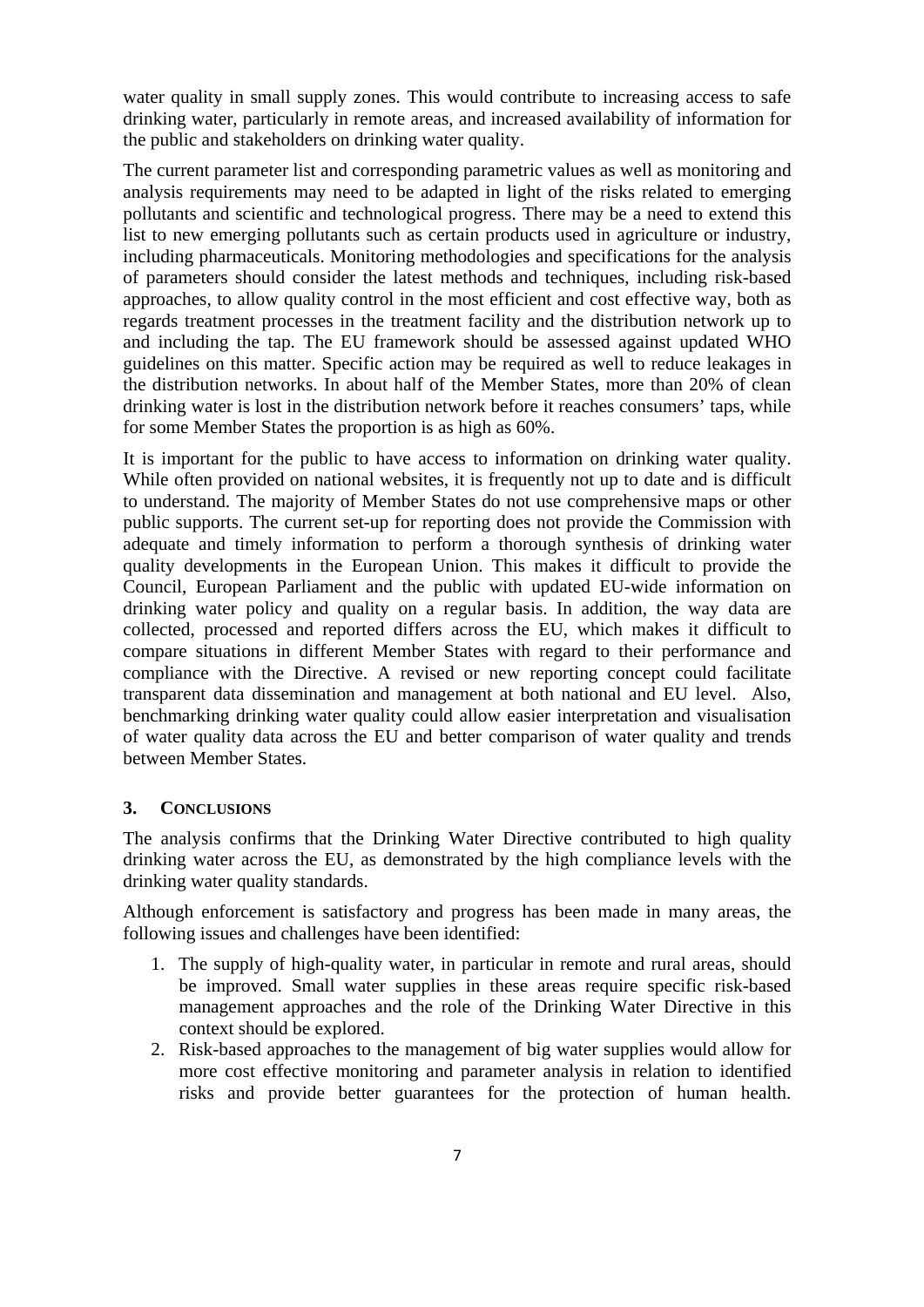water quality in small supply zones. This would contribute to increasing access to safe drinking water, particularly in remote areas, and increased availability of information for the public and stakeholders on drinking water quality.

The current parameter list and corresponding parametric values as well as monitoring and analysis requirements may need to be adapted in light of the risks related to emerging pollutants and scientific and technological progress. There may be a need to extend this list to new emerging pollutants such as certain products used in agriculture or industry, including pharmaceuticals. Monitoring methodologies and specifications for the analysis of parameters should consider the latest methods and techniques, including risk-based approaches, to allow quality control in the most efficient and cost effective way, both as regards treatment processes in the treatment facility and the distribution network up to and including the tap. The EU framework should be assessed against updated WHO guidelines on this matter. Specific action may be required as well to reduce leakages in the distribution networks. In about half of the Member States, more than 20% of clean drinking water is lost in the distribution network before it reaches consumers' taps, while for some Member States the proportion is as high as 60%.

It is important for the public to have access to information on drinking water quality. While often provided on national websites, it is frequently not up to date and is difficult to understand. The majority of Member States do not use comprehensive maps or other public supports. The current set-up for reporting does not provide the Commission with adequate and timely information to perform a thorough synthesis of drinking water quality developments in the European Union. This makes it difficult to provide the Council, European Parliament and the public with updated EU-wide information on drinking water policy and quality on a regular basis. In addition, the way data are collected, processed and reported differs across the EU, which makes it difficult to compare situations in different Member States with regard to their performance and compliance with the Directive. A revised or new reporting concept could facilitate transparent data dissemination and management at both national and EU level. Also, benchmarking drinking water quality could allow easier interpretation and visualisation of water quality data across the EU and better comparison of water quality and trends between Member States.

## 3. Conclusions

The analysis confirms that the Drinking Water Directive contributed to high quality drinking water across the EU, as demonstrated by the high compliance levels with the drinking water quality standards.

Although enforcement is satisfactory and progress has been made in many areas, the following issues and challenges have been identified:

1. The supply of high-quality water, in particular in remote and rural areas, should be improved. Small water supplies in these areas require specific risk-based management approaches and the role of the Drinking Water Directive in this context should be explored.
2. Risk-based approaches to the management of big water supplies would allow for more cost effective monitoring and parameter analysis in relation to identified risks and provide better guarantees for the protection of human health.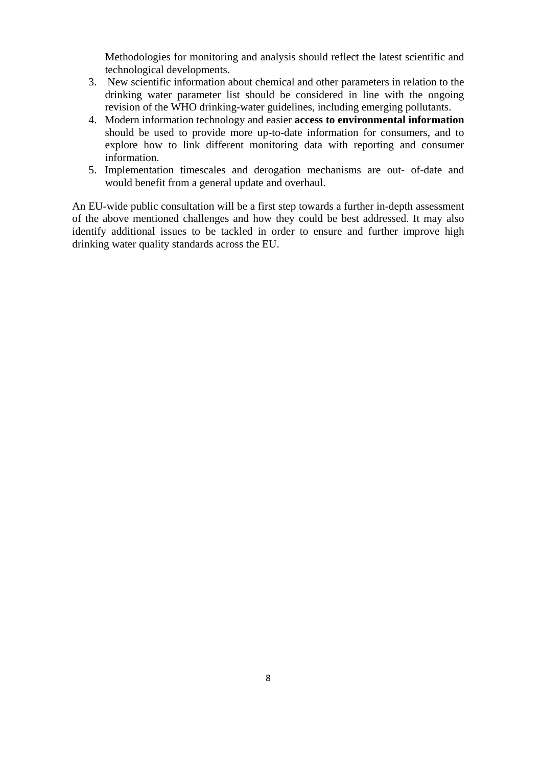Methodologies for monitoring and analysis should reflect the latest scientific and technological developments.

3. New scientific information about chemical and other parameters in relation to the drinking water parameter list should be considered in line with the ongoing revision of the WHO drinking-water guidelines, including emerging pollutants.
4. Modern information technology and easier **access to environmental information** should be used to provide more up-to-date information for consumers, and to explore how to link different monitoring data with reporting and consumer information.
5. Implementation timescales and derogation mechanisms are out- of-date and would benefit from a general update and overhaul.

An EU-wide public consultation will be a first step towards a further in-depth assessment of the above mentioned challenges and how they could be best addressed. It may also identify additional issues to be tackled in order to ensure and further improve high drinking water quality standards across the EU.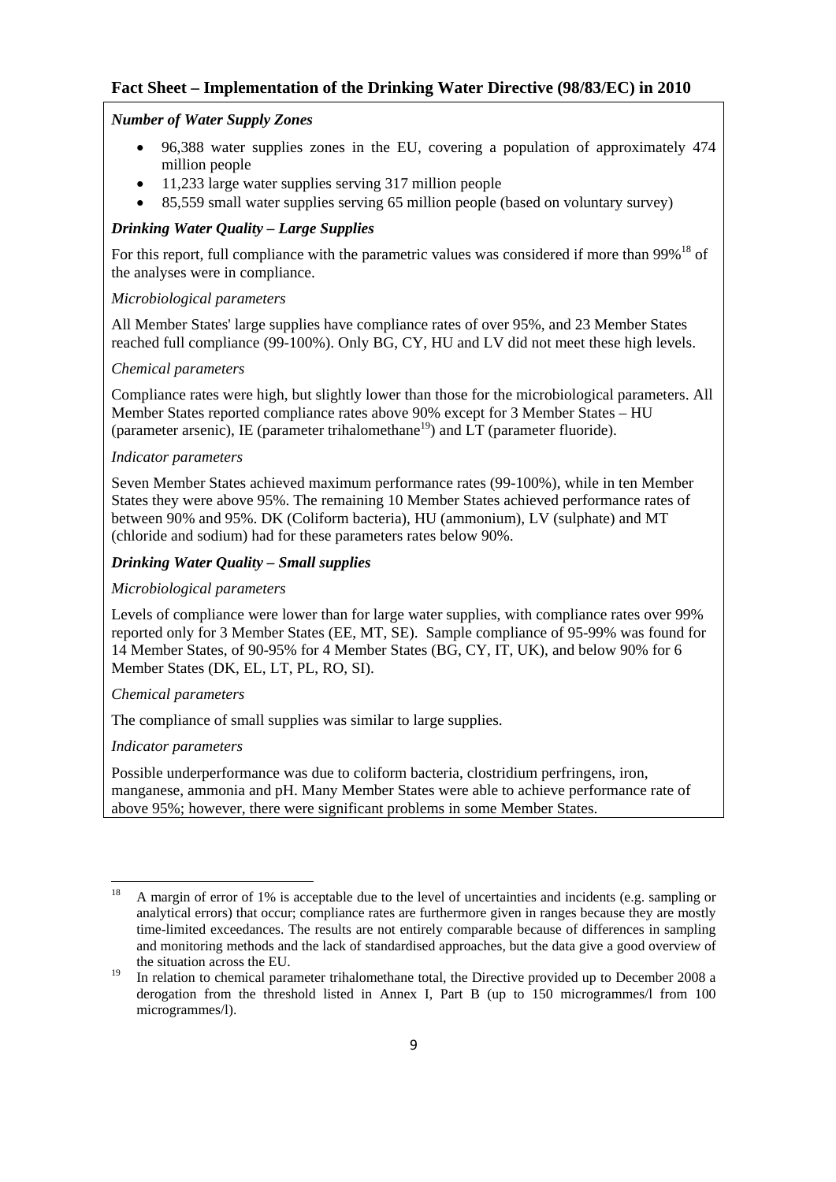## Fact Sheet – Implementation of the Drinking Water Directive (98/83/EC) in 2010

***Number of Water Supply Zones***

- 96,388 water supplies zones in the EU, covering a population of approximately 474 million people
- 11,233 large water supplies serving 317 million people
- 85,559 small water supplies serving 65 million people (based on voluntary survey)

***Drinking Water Quality – Large Supplies***

For this report, full compliance with the parametric values was considered if more than 99%[18] of the analyses were in compliance.

*Microbiological parameters*

All Member States' large supplies have compliance rates of over 95%, and 23 Member States reached full compliance (99-100%). Only BG, CY, HU and LV did not meet these high levels.

*Chemical parameters*

Compliance rates were high, but slightly lower than those for the microbiological parameters. All Member States reported compliance rates above 90% except for 3 Member States – HU (parameter arsenic), IE (parameter trihalomethane[19]) and LT (parameter fluoride).

*Indicator parameters*

Seven Member States achieved maximum performance rates (99-100%), while in ten Member States they were above 95%. The remaining 10 Member States achieved performance rates of between 90% and 95%. DK (Coliform bacteria), HU (ammonium), LV (sulphate) and MT (chloride and sodium) had for these parameters rates below 90%.

***Drinking Water Quality – Small supplies***

*Microbiological parameters*

Levels of compliance were lower than for large water supplies, with compliance rates over 99% reported only for 3 Member States (EE, MT, SE). Sample compliance of 95-99% was found for 14 Member States, of 90-95% for 4 Member States (BG, CY, IT, UK), and below 90% for 6 Member States (DK, EL, LT, PL, RO, SI).

*Chemical parameters*

The compliance of small supplies was similar to large supplies.

*Indicator parameters*

Possible underperformance was due to coliform bacteria, clostridium perfringens, iron, manganese, ammonia and pH. Many Member States were able to achieve performance rate of above 95%; however, there were significant problems in some Member States.

---

[18] A margin of error of 1% is acceptable due to the level of uncertainties and incidents (e.g. sampling or analytical errors) that occur; compliance rates are furthermore given in ranges because they are mostly time-limited exceedances. The results are not entirely comparable because of differences in sampling and monitoring methods and the lack of standardised approaches, but the data give a good overview of the situation across the EU.

[19] In relation to chemical parameter trihalomethane total, the Directive provided up to December 2008 a derogation from the threshold listed in Annex I, Part B (up to 150 microgrammes/l from 100 microgrammes/l).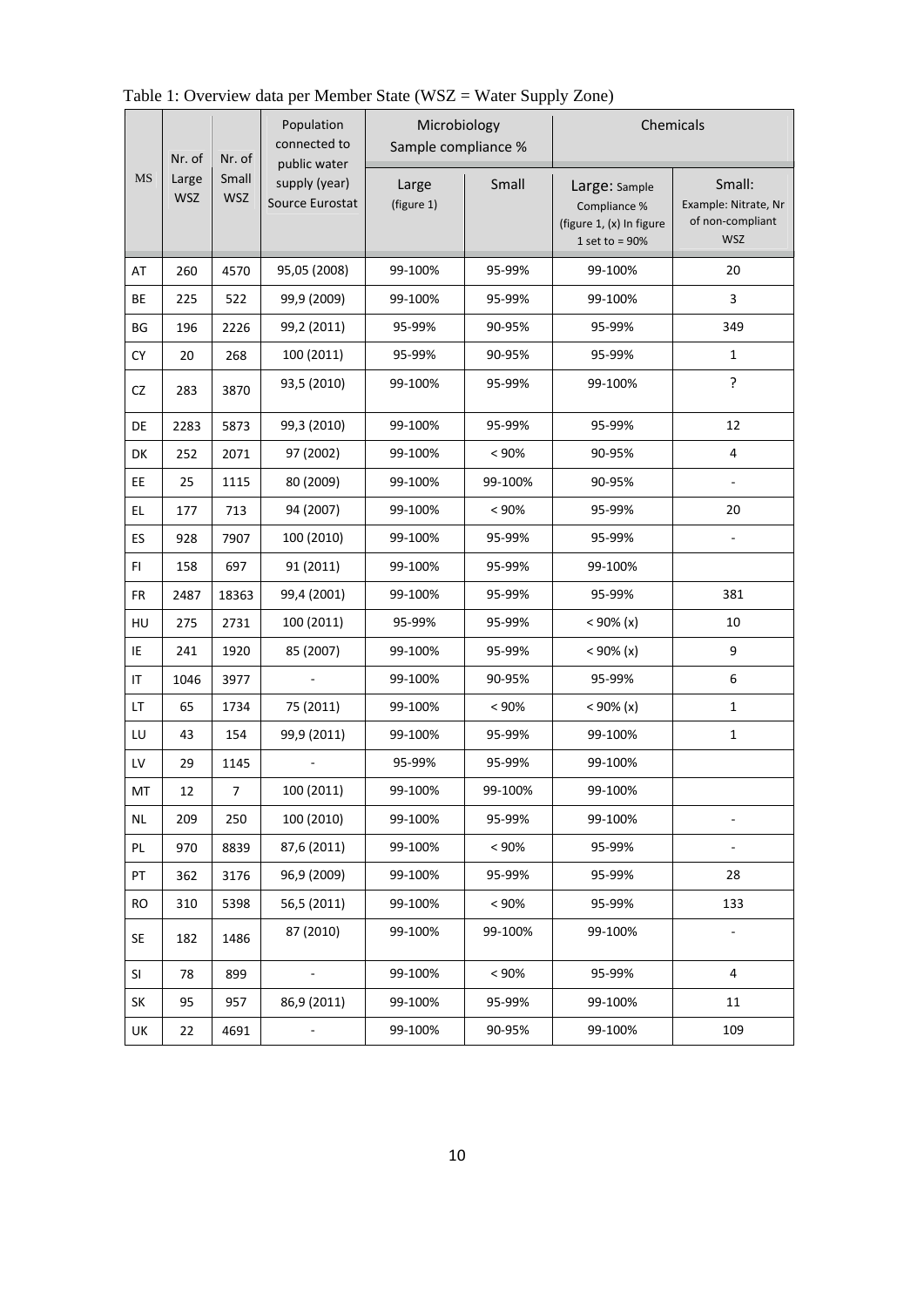Table 1: Overview data per Member State (WSZ = Water Supply Zone)

| MS | Nr. of Large WSZ | Nr. of Small WSZ | Population connected to public water supply (year) Source Eurostat | Microbiology Sample compliance % | | Chemicals | |
|---|---|---|---|---|---|---|---|
| | | | | Large (figure 1) | Small | Large: Sample Compliance % (figure 1, (x) In figure 1 set to = 90% | Small: Example: Nitrate, Nr of non-compliant WSZ |
| AT | 260 | 4570 | 95,05 (2008) | 99-100% | 95-99% | 99-100% | 20 |
| BE | 225 | 522 | 99,9 (2009) | 99-100% | 95-99% | 99-100% | 3 |
| BG | 196 | 2226 | 99,2 (2011) | 95-99% | 90-95% | 95-99% | 349 |
| CY | 20 | 268 | 100 (2011) | 95-99% | 90-95% | 95-99% | 1 |
| CZ | 283 | 3870 | 93,5 (2010) | 99-100% | 95-99% | 99-100% | ? |
| DE | 2283 | 5873 | 99,3 (2010) | 99-100% | 95-99% | 95-99% | 12 |
| DK | 252 | 2071 | 97 (2002) | 99-100% | < 90% | 90-95% | 4 |
| EE | 25 | 1115 | 80 (2009) | 99-100% | 99-100% | 90-95% | - |
| EL | 177 | 713 | 94 (2007) | 99-100% | < 90% | 95-99% | 20 |
| ES | 928 | 7907 | 100 (2010) | 99-100% | 95-99% | 95-99% | - |
| FI | 158 | 697 | 91 (2011) | 99-100% | 95-99% | 99-100% | |
| FR | 2487 | 18363 | 99,4 (2001) | 99-100% | 95-99% | 95-99% | 381 |
| HU | 275 | 2731 | 100 (2011) | 95-99% | 95-99% | < 90% (x) | 10 |
| IE | 241 | 1920 | 85 (2007) | 99-100% | 95-99% | < 90% (x) | 9 |
| IT | 1046 | 3977 | - | 99-100% | 90-95% | 95-99% | 6 |
| LT | 65 | 1734 | 75 (2011) | 99-100% | < 90% | < 90% (x) | 1 |
| LU | 43 | 154 | 99,9 (2011) | 99-100% | 95-99% | 99-100% | 1 |
| LV | 29 | 1145 | - | 95-99% | 95-99% | 99-100% | |
| MT | 12 | 7 | 100 (2011) | 99-100% | 99-100% | 99-100% | |
| NL | 209 | 250 | 100 (2010) | 99-100% | 95-99% | 99-100% | - |
| PL | 970 | 8839 | 87,6 (2011) | 99-100% | < 90% | 95-99% | - |
| PT | 362 | 3176 | 96,9 (2009) | 99-100% | 95-99% | 95-99% | 28 |
| RO | 310 | 5398 | 56,5 (2011) | 99-100% | < 90% | 95-99% | 133 |
| SE | 182 | 1486 | 87 (2010) | 99-100% | 99-100% | 99-100% | - |
| SI | 78 | 899 | - | 99-100% | < 90% | 95-99% | 4 |
| SK | 95 | 957 | 86,9 (2011) | 99-100% | 95-99% | 99-100% | 11 |
| UK | 22 | 4691 | - | 99-100% | 90-95% | 99-100% | 109 |